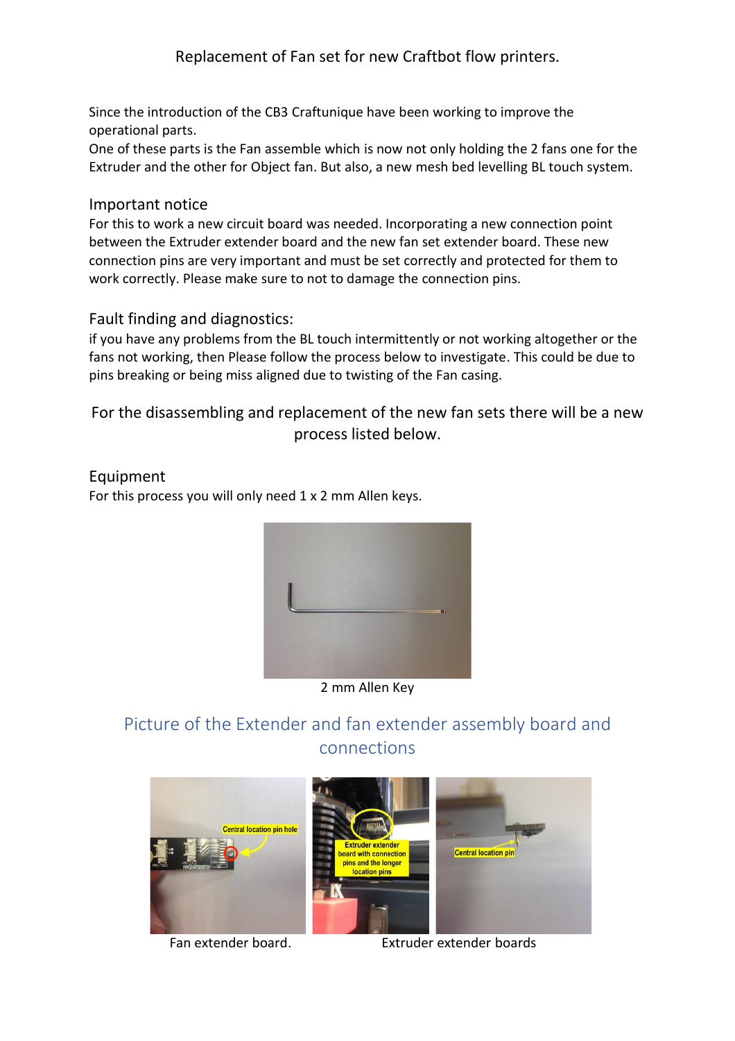Replacement of Fan set for new Craftbot flow printers.

Since the introduction of the CB3 Craftunique have been working to improve the operational parts.
One of these parts is the Fan assemble which is now not only holding the 2 fans one for the Extruder and the other for Object fan. But also, a new mesh bed levelling BL touch system.

## Important notice

For this to work a new circuit board was needed. Incorporating a new connection point between the Extruder extender board and the new fan set extender board. These new connection pins are very important and must be set correctly and protected for them to work correctly. Please make sure to not to damage the connection pins.

## Fault finding and diagnostics:

if you have any problems from the BL touch intermittently or not working altogether or the fans not working, then Please follow the process below to investigate. This could be due to pins breaking or being miss aligned due to twisting of the Fan casing.

For the disassembling and replacement of the new fan sets there will be a new process listed below.

## Equipment

For this process you will only need 1 x 2 mm Allen keys.

2 mm Allen Key

## Picture of the Extender and fan extender assembly board and connections

Central location pin hole

Extruder extender board with connection pins and the longer location pins

Central location pin

Fan extender board.

Extruder extender boards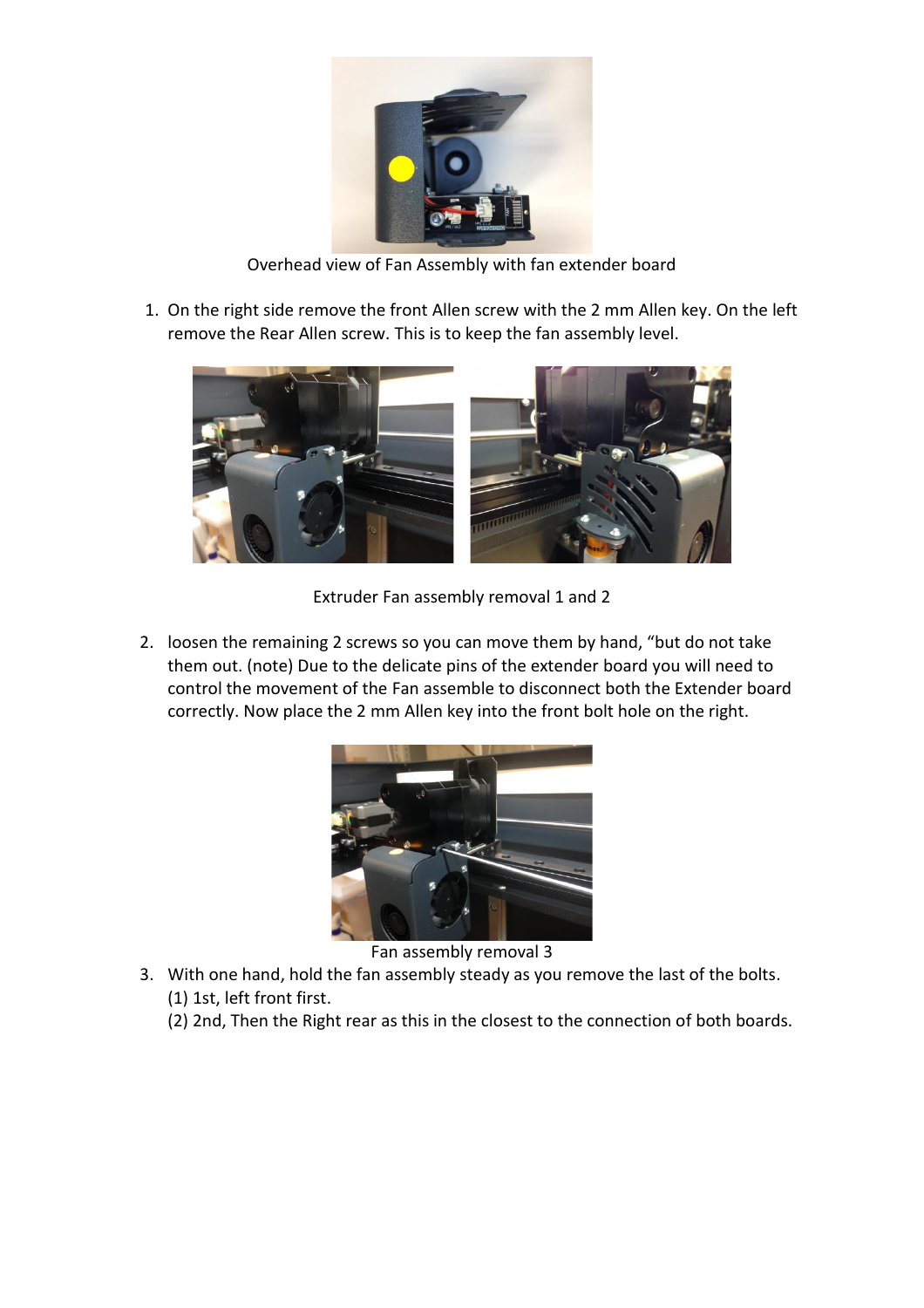Overhead view of Fan Assembly with fan extender board

1. On the right side remove the front Allen screw with the 2 mm Allen key. On the left remove the Rear Allen screw. This is to keep the fan assembly level.

Extruder Fan assembly removal 1 and 2

2. loosen the remaining 2 screws so you can move them by hand, "but do not take them out. (note) Due to the delicate pins of the extender board you will need to control the movement of the Fan assemble to disconnect both the Extender board correctly. Now place the 2 mm Allen key into the front bolt hole on the right.

Fan assembly removal 3

3. With one hand, hold the fan assembly steady as you remove the last of the bolts.
   (1) 1st, left front first.
   (2) 2nd, Then the Right rear as this in the closest to the connection of both boards.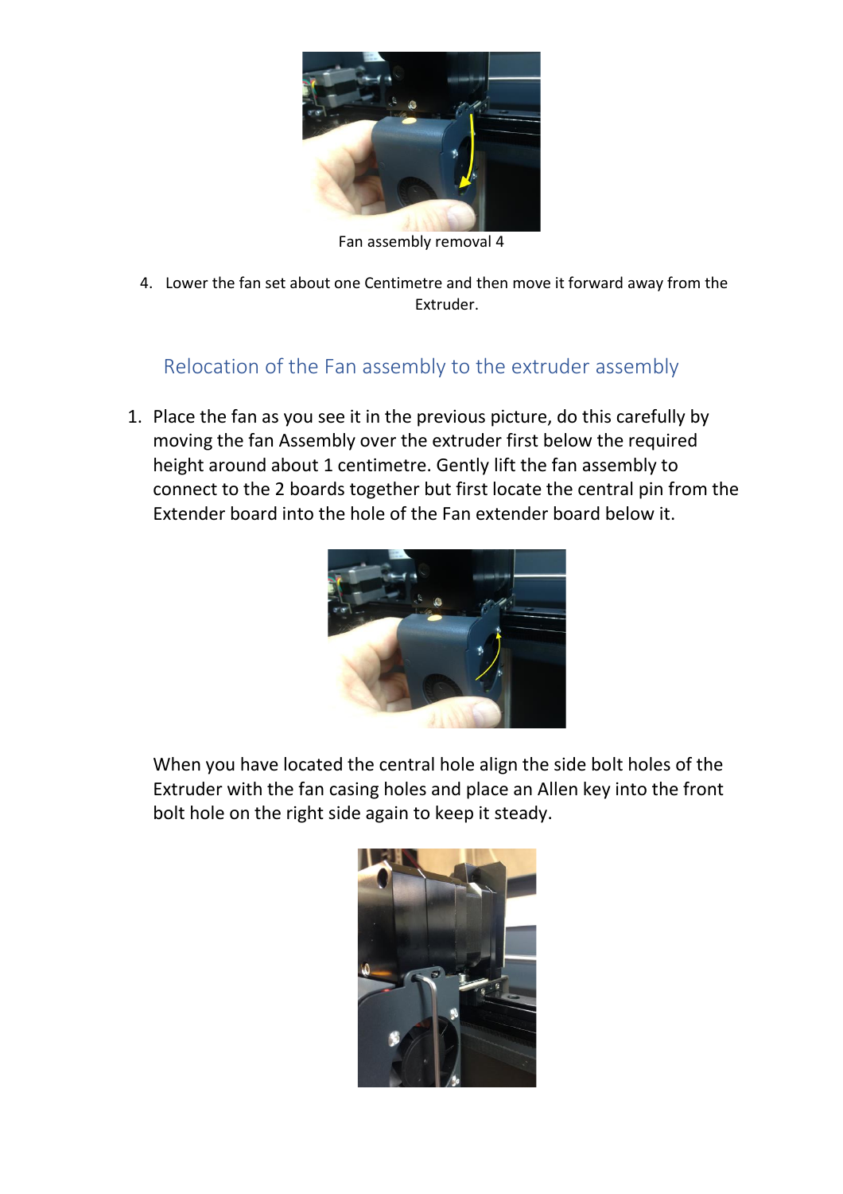Fan assembly removal 4

4. Lower the fan set about one Centimetre and then move it forward away from the Extruder.

## Relocation of the Fan assembly to the extruder assembly

1. Place the fan as you see it in the previous picture, do this carefully by moving the fan Assembly over the extruder first below the required height around about 1 centimetre. Gently lift the fan assembly to connect to the 2 boards together but first locate the central pin from the Extender board into the hole of the Fan extender board below it.

   When you have located the central hole align the side bolt holes of the Extruder with the fan casing holes and place an Allen key into the front bolt hole on the right side again to keep it steady.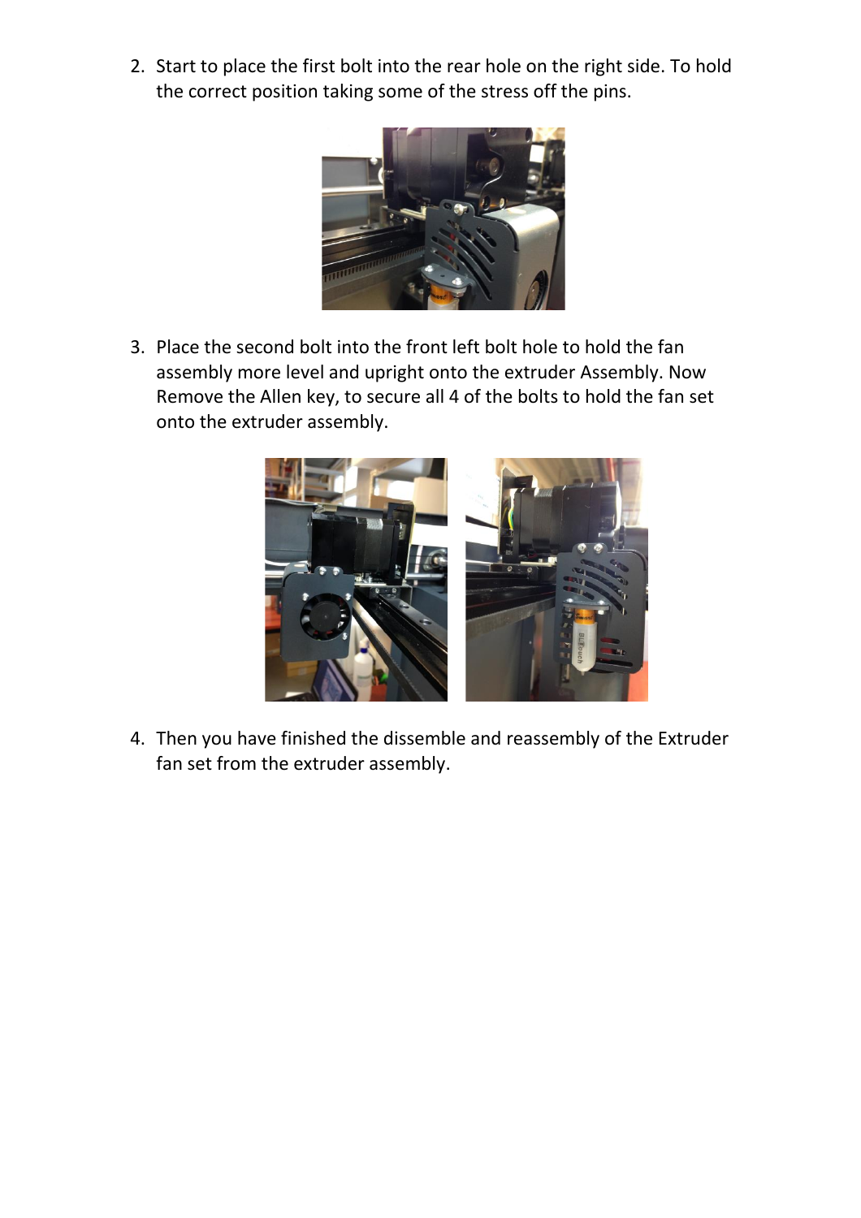2. Start to place the first bolt into the rear hole on the right side. To hold the correct position taking some of the stress off the pins.

3. Place the second bolt into the front left bolt hole to hold the fan assembly more level and upright onto the extruder Assembly. Now Remove the Allen key, to secure all 4 of the bolts to hold the fan set onto the extruder assembly.

4. Then you have finished the dissemble and reassembly of the Extruder fan set from the extruder assembly.